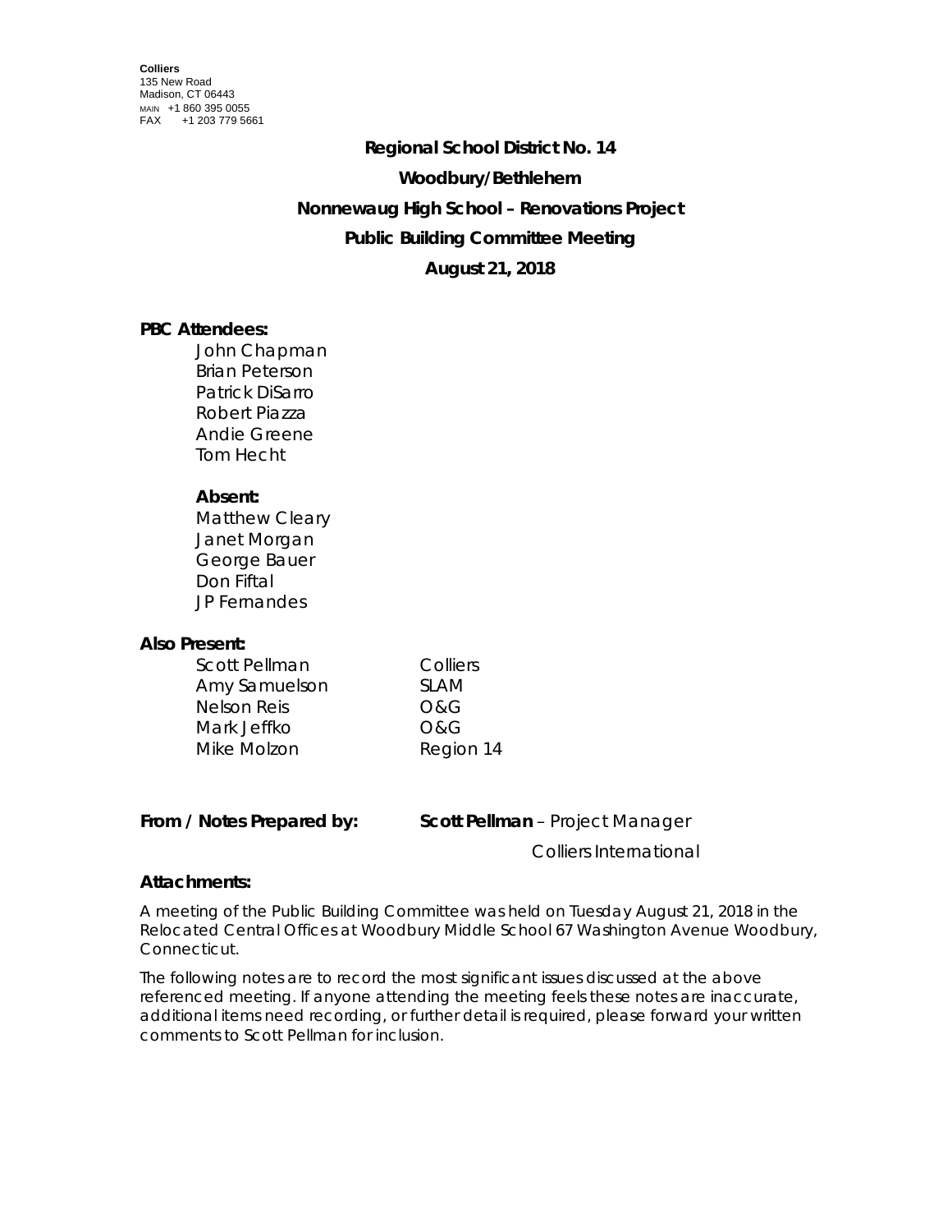**Colliers**
135 New Road
Madison, CT 06443
MAIN +1 860 395 0055
FAX +1 203 779 5661

# Regional School District No. 14

## Woodbury/Bethlehem

## Nonnewaug High School – Renovations Project

## Public Building Committee Meeting

## August 21, 2018

**PBC Attendees:**

John Chapman
Brian Peterson
Patrick DiSarro
Robert Piazza
Andie Greene
Tom Hecht

**Absent:**

Matthew Cleary
Janet Morgan
George Bauer
Don Fiftal
JP Fernandes

**Also Present:**

| | |
|---|---|
| Scott Pellman | Colliers |
| Amy Samuelson | SLAM |
| Nelson Reis | O&G |
| Mark Jeffko | O&G |
| Mike Molzon | Region 14 |

**From / Notes Prepared by:** **Scott Pellman** – Project Manager
Colliers International

**Attachments:**

A meeting of the Public Building Committee was held on Tuesday August 21, 2018 in the Relocated Central Offices at Woodbury Middle School 67 Washington Avenue Woodbury, Connecticut.

The following notes are to record the most significant issues discussed at the above referenced meeting. If anyone attending the meeting feels these notes are inaccurate, additional items need recording, or further detail is required, please forward your written comments to Scott Pellman for inclusion.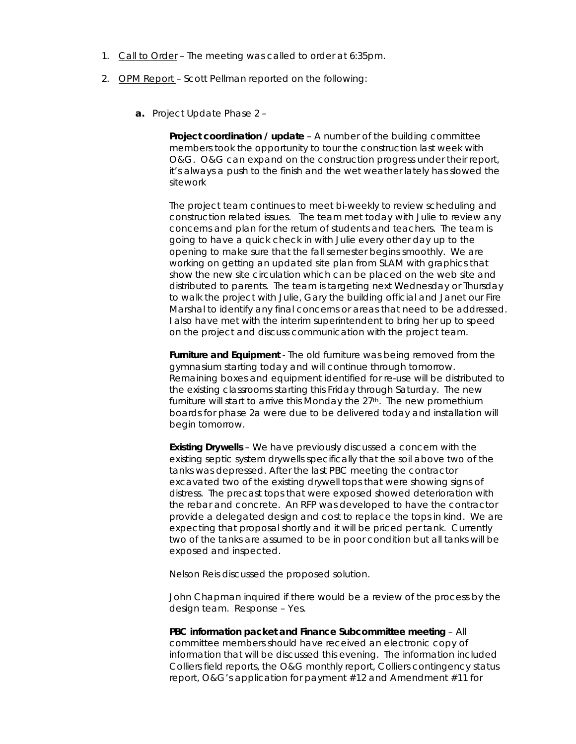1. Call to Order – The meeting was called to order at 6:35pm.

2. OPM Report – Scott Pellman reported on the following:

   **a.** Project Update Phase 2 –

   **Project coordination / update** – A number of the building committee members took the opportunity to tour the construction last week with O&G. O&G can expand on the construction progress under their report, it's always a push to the finish and the wet weather lately has slowed the sitework

   The project team continues to meet bi-weekly to review scheduling and construction related issues. The team met today with Julie to review any concerns and plan for the return of students and teachers. The team is going to have a quick check in with Julie every other day up to the opening to make sure that the fall semester begins smoothly. We are working on getting an updated site plan from SLAM with graphics that show the new site circulation which can be placed on the web site and distributed to parents. The team is targeting next Wednesday or Thursday to walk the project with Julie, Gary the building official and Janet our Fire Marshal to identify any final concerns or areas that need to be addressed. I also have met with the interim superintendent to bring her up to speed on the project and discuss communication with the project team.

   **Furniture and Equipment** - The old furniture was being removed from the gymnasium starting today and will continue through tomorrow. Remaining boxes and equipment identified for re-use will be distributed to the existing classrooms starting this Friday through Saturday. The new furniture will start to arrive this Monday the 27th. The new promethium boards for phase 2a were due to be delivered today and installation will begin tomorrow.

   **Existing Drywells** – We have previously discussed a concern with the existing septic system drywells specifically that the soil above two of the tanks was depressed. After the last PBC meeting the contractor excavated two of the existing drywell tops that were showing signs of distress. The precast tops that were exposed showed deterioration with the rebar and concrete. An RFP was developed to have the contractor provide a delegated design and cost to replace the tops in kind. We are expecting that proposal shortly and it will be priced per tank. Currently two of the tanks are assumed to be in poor condition but all tanks will be exposed and inspected.

   Nelson Reis discussed the proposed solution.

   John Chapman inquired if there would be a review of the process by the design team. Response – Yes.

   **PBC information packet and Finance Subcommittee meeting** – All committee members should have received an electronic copy of information that will be discussed this evening. The information included Colliers field reports, the O&G monthly report, Colliers contingency status report, O&G's application for payment #12 and Amendment #11 for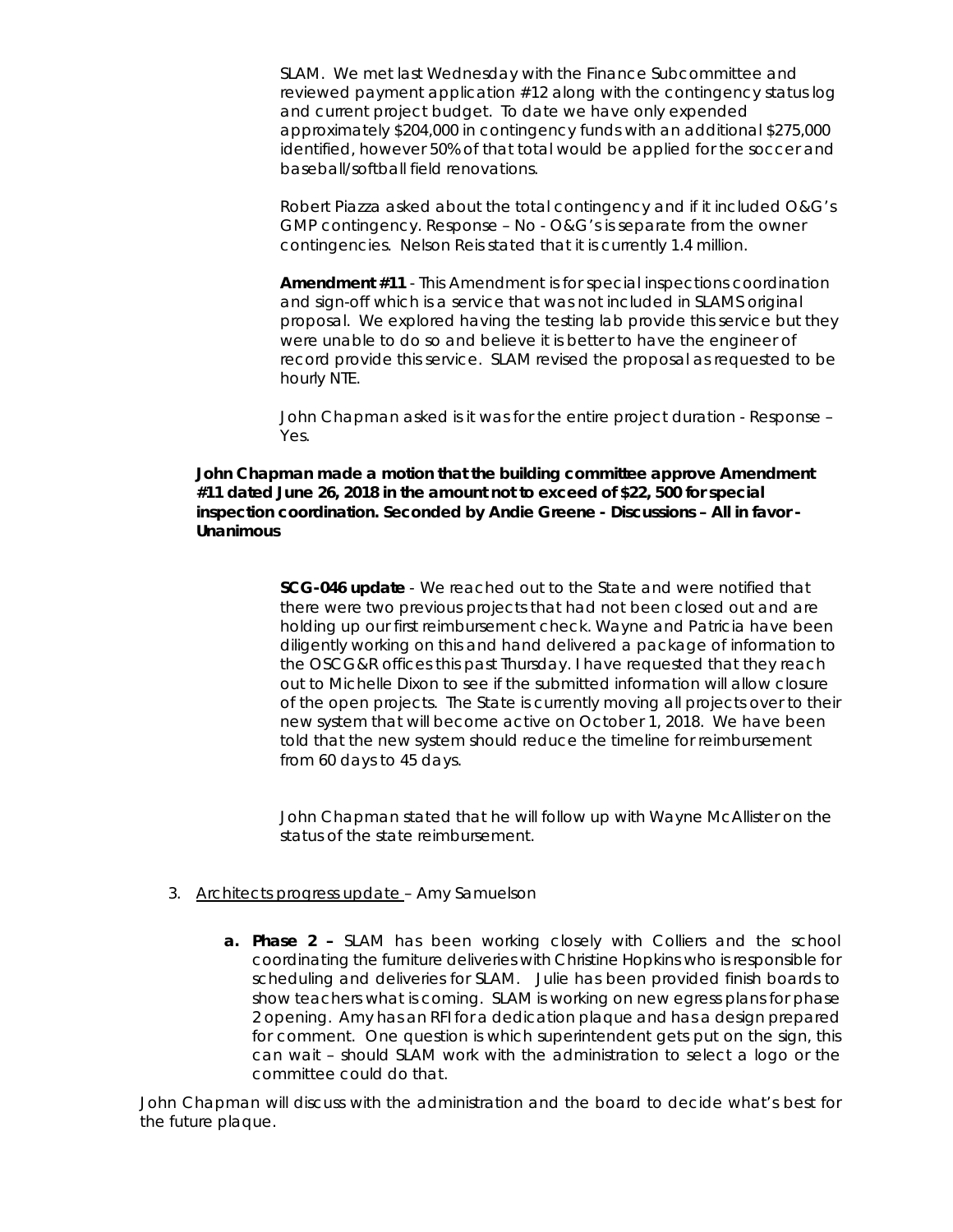SLAM. We met last Wednesday with the Finance Subcommittee and reviewed payment application #12 along with the contingency status log and current project budget. To date we have only expended approximately $204,000 in contingency funds with an additional $275,000 identified, however 50% of that total would be applied for the soccer and baseball/softball field renovations.

Robert Piazza asked about the total contingency and if it included O&G's GMP contingency. Response – No - O&G's is separate from the owner contingencies. Nelson Reis stated that it is currently 1.4 million.

**Amendment #11** - This Amendment is for special inspections coordination and sign-off which is a service that was not included in SLAMS original proposal. We explored having the testing lab provide this service but they were unable to do so and believe it is better to have the engineer of record provide this service. SLAM revised the proposal as requested to be hourly NTE.

John Chapman asked is it was for the entire project duration - Response – Yes.

**John Chapman made a motion that the building committee approve Amendment #11 dated June 26, 2018 in the amount not to exceed of $22, 500 for special inspection coordination. Seconded by Andie Greene - Discussions – All in favor - Unanimous**

**SCG-046 update** - We reached out to the State and were notified that there were two previous projects that had not been closed out and are holding up our first reimbursement check. Wayne and Patricia have been diligently working on this and hand delivered a package of information to the OSCG&R offices this past Thursday. I have requested that they reach out to Michelle Dixon to see if the submitted information will allow closure of the open projects. The State is currently moving all projects over to their new system that will become active on October 1, 2018. We have been told that the new system should reduce the timeline for reimbursement from 60 days to 45 days.

John Chapman stated that he will follow up with Wayne McAllister on the status of the state reimbursement.

3. Architects progress update – Amy Samuelson

   a. **Phase 2 –** SLAM has been working closely with Colliers and the school coordinating the furniture deliveries with Christine Hopkins who is responsible for scheduling and deliveries for SLAM. Julie has been provided finish boards to show teachers what is coming. SLAM is working on new egress plans for phase 2 opening. Amy has an RFI for a dedication plaque and has a design prepared for comment. One question is which superintendent gets put on the sign, this can wait – should SLAM work with the administration to select a logo or the committee could do that.

John Chapman will discuss with the administration and the board to decide what's best for the future plaque.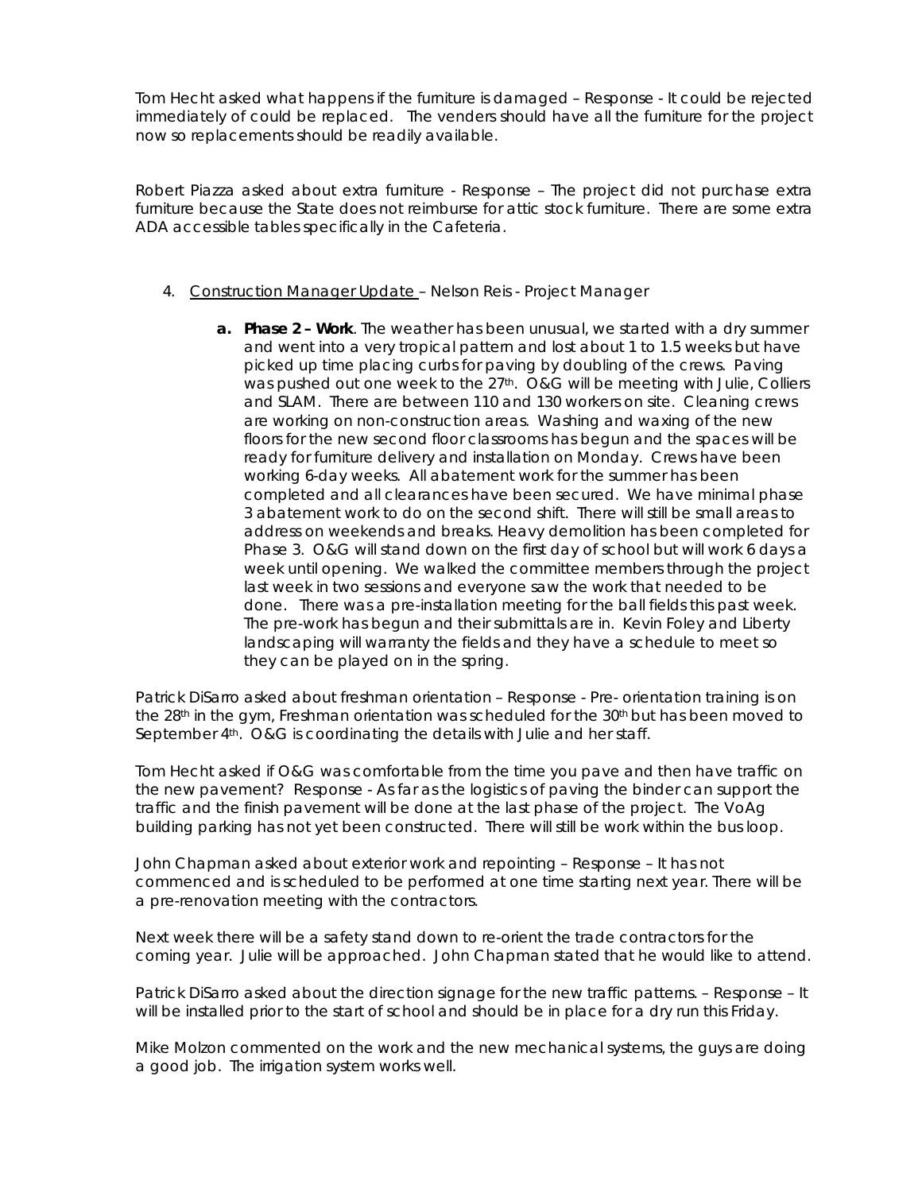Tom Hecht asked what happens if the furniture is damaged – Response - It could be rejected immediately of could be replaced. The venders should have all the furniture for the project now so replacements should be readily available.

Robert Piazza asked about extra furniture - Response – The project did not purchase extra furniture because the State does not reimburse for attic stock furniture. There are some extra ADA accessible tables specifically in the Cafeteria.

4. Construction Manager Update – Nelson Reis - Project Manager

   a. **Phase 2 – Work**. The weather has been unusual, we started with a dry summer and went into a very tropical pattern and lost about 1 to 1.5 weeks but have picked up time placing curbs for paving by doubling of the crews. Paving was pushed out one week to the 27th. O&G will be meeting with Julie, Colliers and SLAM. There are between 110 and 130 workers on site. Cleaning crews are working on non-construction areas. Washing and waxing of the new floors for the new second floor classrooms has begun and the spaces will be ready for furniture delivery and installation on Monday. Crews have been working 6-day weeks. All abatement work for the summer has been completed and all clearances have been secured. We have minimal phase 3 abatement work to do on the second shift. There will still be small areas to address on weekends and breaks. Heavy demolition has been completed for Phase 3. O&G will stand down on the first day of school but will work 6 days a week until opening. We walked the committee members through the project last week in two sessions and everyone saw the work that needed to be done. There was a pre-installation meeting for the ball fields this past week. The pre-work has begun and their submittals are in. Kevin Foley and Liberty landscaping will warranty the fields and they have a schedule to meet so they can be played on in the spring.

Patrick DiSarro asked about freshman orientation – Response - Pre- orientation training is on the 28th in the gym, Freshman orientation was scheduled for the 30th but has been moved to September 4th. O&G is coordinating the details with Julie and her staff.

Tom Hecht asked if O&G was comfortable from the time you pave and then have traffic on the new pavement? Response - As far as the logistics of paving the binder can support the traffic and the finish pavement will be done at the last phase of the project. The VoAg building parking has not yet been constructed. There will still be work within the bus loop.

John Chapman asked about exterior work and repointing – Response – It has not commenced and is scheduled to be performed at one time starting next year. There will be a pre-renovation meeting with the contractors.

Next week there will be a safety stand down to re-orient the trade contractors for the coming year. Julie will be approached. John Chapman stated that he would like to attend.

Patrick DiSarro asked about the direction signage for the new traffic patterns. – Response – It will be installed prior to the start of school and should be in place for a dry run this Friday.

Mike Molzon commented on the work and the new mechanical systems, the guys are doing a good job. The irrigation system works well.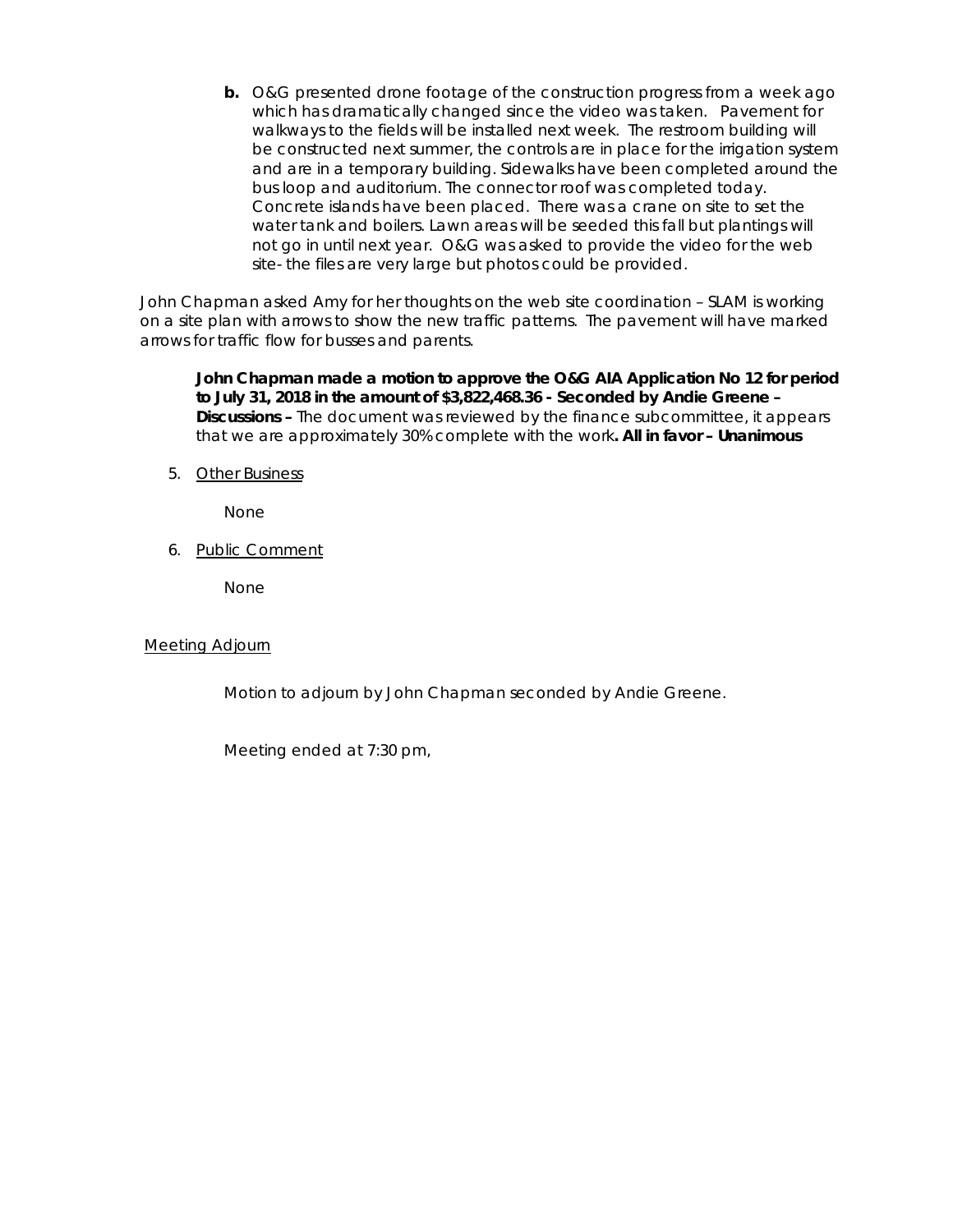**b.** O&G presented drone footage of the construction progress from a week ago which has dramatically changed since the video was taken. Pavement for walkways to the fields will be installed next week. The restroom building will be constructed next summer, the controls are in place for the irrigation system and are in a temporary building. Sidewalks have been completed around the bus loop and auditorium. The connector roof was completed today. Concrete islands have been placed. There was a crane on site to set the water tank and boilers. Lawn areas will be seeded this fall but plantings will not go in until next year. O&G was asked to provide the video for the web site- the files are very large but photos could be provided.

John Chapman asked Amy for her thoughts on the web site coordination – SLAM is working on a site plan with arrows to show the new traffic patterns. The pavement will have marked arrows for traffic flow for busses and parents.

**John Chapman made a motion to approve the O&G AIA Application No 12 for period to July 31, 2018 in the amount of $3,822,468.36 - Seconded by Andie Greene – Discussions –** The document was reviewed by the finance subcommittee, it appears that we are approximately 30% complete with the work**. All in favor – Unanimous**

5. Other Business

   None

6. Public Comment

   None

Meeting Adjourn

Motion to adjourn by John Chapman seconded by Andie Greene.

Meeting ended at 7:30 pm,